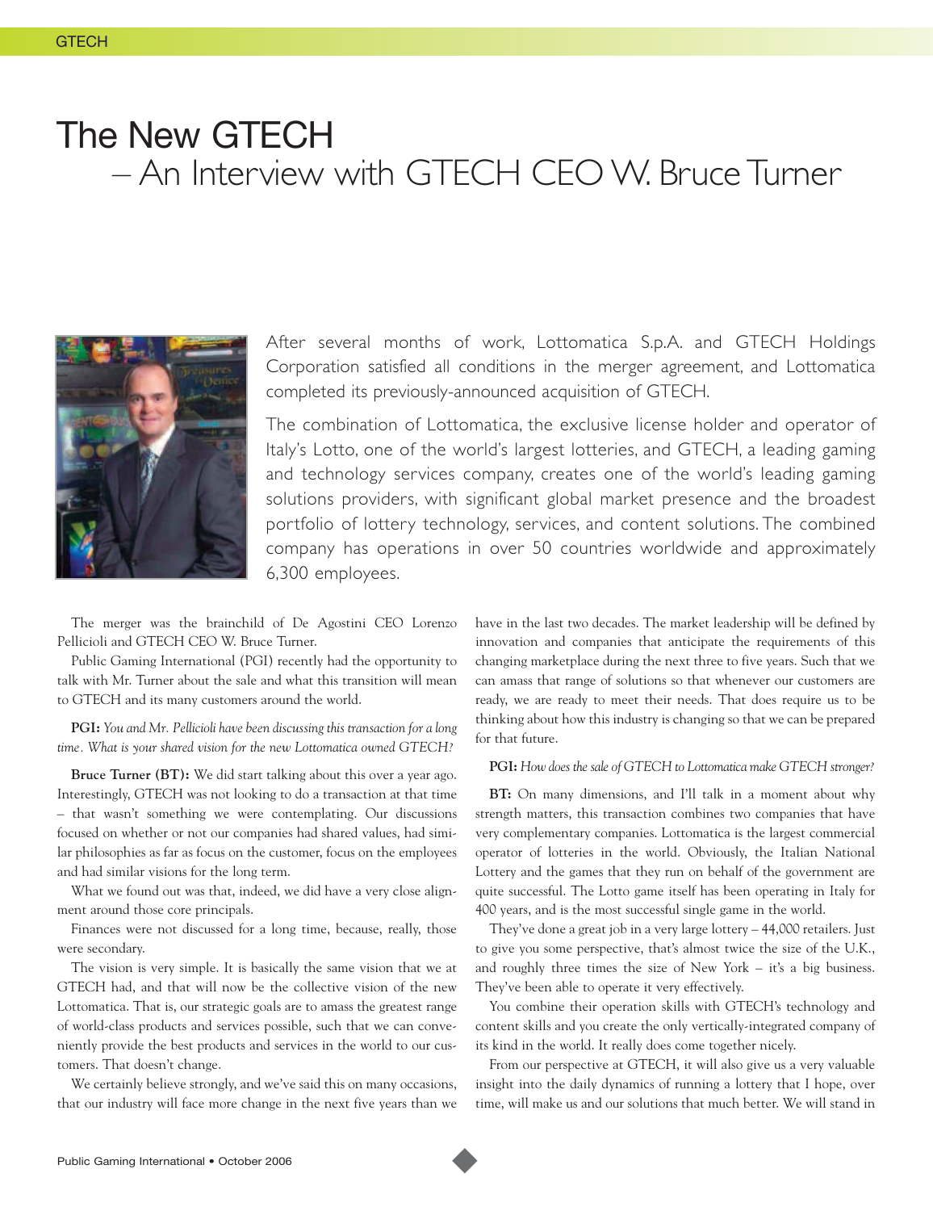# The New GTECH
## – An Interview with GTECH CEO W. Bruce Turner

After several months of work, Lottomatica S.p.A. and GTECH Holdings Corporation satisfied all conditions in the merger agreement, and Lottomatica completed its previously-announced acquisition of GTECH.

The combination of Lottomatica, the exclusive license holder and operator of Italy's Lotto, one of the world's largest lotteries, and GTECH, a leading gaming and technology services company, creates one of the world's leading gaming solutions providers, with significant global market presence and the broadest portfolio of lottery technology, services, and content solutions. The combined company has operations in over 50 countries worldwide and approximately 6,300 employees.

The merger was the brainchild of De Agostini CEO Lorenzo Pellicioli and GTECH CEO W. Bruce Turner.

Public Gaming International (PGI) recently had the opportunity to talk with Mr. Turner about the sale and what this transition will mean to GTECH and its many customers around the world.

**PGI:** *You and Mr. Pellicioli have been discussing this transaction for a long time. What is your shared vision for the new Lottomatica owned GTECH?*

**Bruce Turner (BT):** We did start talking about this over a year ago. Interestingly, GTECH was not looking to do a transaction at that time – that wasn't something we were contemplating. Our discussions focused on whether or not our companies had shared values, had similar philosophies as far as focus on the customer, focus on the employees and had similar visions for the long term.

What we found out was that, indeed, we did have a very close alignment around those core principals.

Finances were not discussed for a long time, because, really, those were secondary.

The vision is very simple. It is basically the same vision that we at GTECH had, and that will now be the collective vision of the new Lottomatica. That is, our strategic goals are to amass the greatest range of world-class products and services possible, such that we can conveniently provide the best products and services in the world to our customers. That doesn't change.

We certainly believe strongly, and we've said this on many occasions, that our industry will face more change in the next five years than we have in the last two decades. The market leadership will be defined by innovation and companies that anticipate the requirements of this changing marketplace during the next three to five years. Such that we can amass that range of solutions so that whenever our customers are ready, we are ready to meet their needs. That does require us to be thinking about how this industry is changing so that we can be prepared for that future.

**PGI:** *How does the sale of GTECH to Lottomatica make GTECH stronger?*

**BT:** On many dimensions, and I'll talk in a moment about why strength matters, this transaction combines two companies that have very complementary companies. Lottomatica is the largest commercial operator of lotteries in the world. Obviously, the Italian National Lottery and the games that they run on behalf of the government are quite successful. The Lotto game itself has been operating in Italy for 400 years, and is the most successful single game in the world.

They've done a great job in a very large lottery – 44,000 retailers. Just to give you some perspective, that's almost twice the size of the U.K., and roughly three times the size of New York – it's a big business. They've been able to operate it very effectively.

You combine their operation skills with GTECH's technology and content skills and you create the only vertically-integrated company of its kind in the world. It really does come together nicely.

From our perspective at GTECH, it will also give us a very valuable insight into the daily dynamics of running a lottery that I hope, over time, will make us and our solutions that much better. We will stand in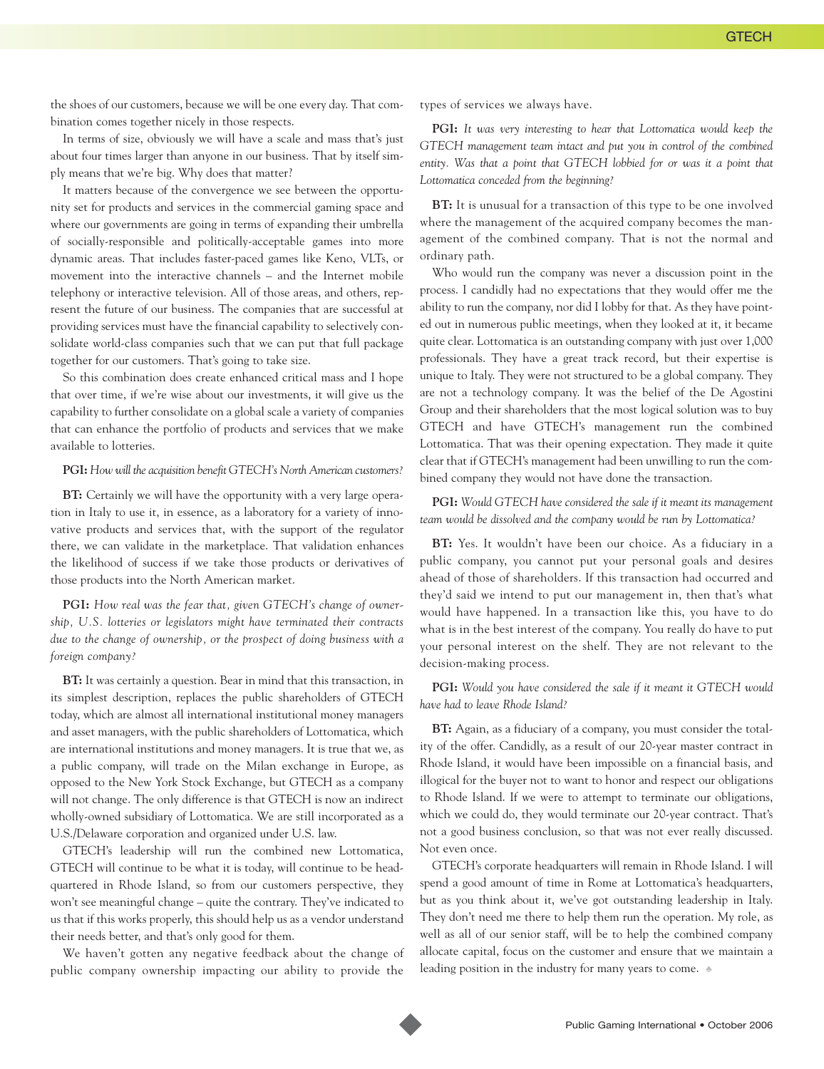the shoes of our customers, because we will be one every day. That combination comes together nicely in those respects.

In terms of size, obviously we will have a scale and mass that's just about four times larger than anyone in our business. That by itself simply means that we're big. Why does that matter?

It matters because of the convergence we see between the opportunity set for products and services in the commercial gaming space and where our governments are going in terms of expanding their umbrella of socially-responsible and politically-acceptable games into more dynamic areas. That includes faster-paced games like Keno, VLTs, or movement into the interactive channels – and the Internet mobile telephony or interactive television. All of those areas, and others, represent the future of our business. The companies that are successful at providing services must have the financial capability to selectively consolidate world-class companies such that we can put that full package together for our customers. That's going to take size.

So this combination does create enhanced critical mass and I hope that over time, if we're wise about our investments, it will give us the capability to further consolidate on a global scale a variety of companies that can enhance the portfolio of products and services that we make available to lotteries.

**PGI:** *How will the acquisition benefit GTECH's North American customers?*

**BT:** Certainly we will have the opportunity with a very large operation in Italy to use it, in essence, as a laboratory for a variety of innovative products and services that, with the support of the regulator there, we can validate in the marketplace. That validation enhances the likelihood of success if we take those products or derivatives of those products into the North American market.

**PGI:** *How real was the fear that, given GTECH's change of ownership, U.S. lotteries or legislators might have terminated their contracts due to the change of ownership, or the prospect of doing business with a foreign company?*

**BT:** It was certainly a question. Bear in mind that this transaction, in its simplest description, replaces the public shareholders of GTECH today, which are almost all international institutional money managers and asset managers, with the public shareholders of Lottomatica, which are international institutions and money managers. It is true that we, as a public company, will trade on the Milan exchange in Europe, as opposed to the New York Stock Exchange, but GTECH as a company will not change. The only difference is that GTECH is now an indirect wholly-owned subsidiary of Lottomatica. We are still incorporated as a U.S./Delaware corporation and organized under U.S. law.

GTECH's leadership will run the combined new Lottomatica, GTECH will continue to be what it is today, will continue to be headquartered in Rhode Island, so from our customers perspective, they won't see meaningful change – quite the contrary. They've indicated to us that if this works properly, this should help us as a vendor understand their needs better, and that's only good for them.

We haven't gotten any negative feedback about the change of public company ownership impacting our ability to provide the types of services we always have.

**PGI:** *It was very interesting to hear that Lottomatica would keep the GTECH management team intact and put you in control of the combined entity. Was that a point that GTECH lobbied for or was it a point that Lottomatica conceded from the beginning?*

**BT:** It is unusual for a transaction of this type to be one involved where the management of the acquired company becomes the management of the combined company. That is not the normal and ordinary path.

Who would run the company was never a discussion point in the process. I candidly had no expectations that they would offer me the ability to run the company, nor did I lobby for that. As they have pointed out in numerous public meetings, when they looked at it, it became quite clear. Lottomatica is an outstanding company with just over 1,000 professionals. They have a great track record, but their expertise is unique to Italy. They were not structured to be a global company. They are not a technology company. It was the belief of the De Agostini Group and their shareholders that the most logical solution was to buy GTECH and have GTECH's management run the combined Lottomatica. That was their opening expectation. They made it quite clear that if GTECH's management had been unwilling to run the combined company they would not have done the transaction.

**PGI:** *Would GTECH have considered the sale if it meant its management team would be dissolved and the company would be run by Lottomatica?*

**BT:** Yes. It wouldn't have been our choice. As a fiduciary in a public company, you cannot put your personal goals and desires ahead of those of shareholders. If this transaction had occurred and they'd said we intend to put our management in, then that's what would have happened. In a transaction like this, you have to do what is in the best interest of the company. You really do have to put your personal interest on the shelf. They are not relevant to the decision-making process.

**PGI:** *Would you have considered the sale if it meant it GTECH would have had to leave Rhode Island?*

**BT:** Again, as a fiduciary of a company, you must consider the totality of the offer. Candidly, as a result of our 20-year master contract in Rhode Island, it would have been impossible on a financial basis, and illogical for the buyer not to want to honor and respect our obligations to Rhode Island. If we were to attempt to terminate our obligations, which we could do, they would terminate our 20-year contract. That's not a good business conclusion, so that was not ever really discussed. Not even once.

GTECH's corporate headquarters will remain in Rhode Island. I will spend a good amount of time in Rome at Lottomatica's headquarters, but as you think about it, we've got outstanding leadership in Italy. They don't need me there to help them run the operation. My role, as well as all of our senior staff, will be to help the combined company allocate capital, focus on the customer and ensure that we maintain a leading position in the industry for many years to come.